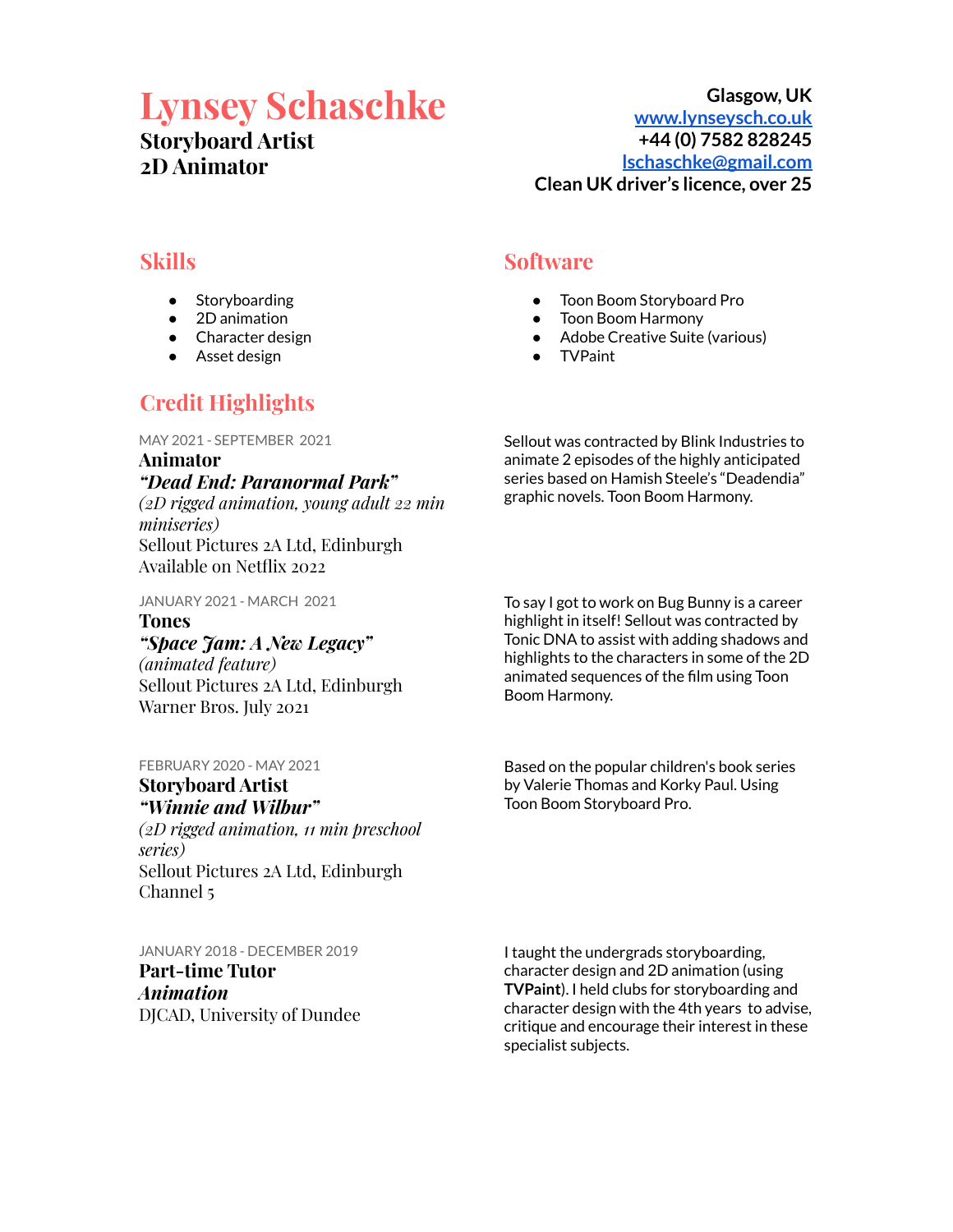# Lynsey Schaschke

**Storyboard Artist**
**2D Animator**

Glasgow, UK
[www.lynseysch.co.uk](http://www.lynseysch.co.uk)
+44 (0) 7582 828245
[lschaschke@gmail.com](mailto:lschaschke@gmail.com)
Clean UK driver's licence, over 25

## Skills

- Storyboarding
- 2D animation
- Character design
- Asset design

## Software

- Toon Boom Storyboard Pro
- Toon Boom Harmony
- Adobe Creative Suite (various)
- TVPaint

## Credit Highlights

MAY 2021 - SEPTEMBER 2021
**Animator**
***"Dead End: Paranormal Park"***
*(2D rigged animation, young adult 22 min miniseries)*
Sellout Pictures 2A Ltd, Edinburgh
Available on Netflix 2022

Sellout was contracted by Blink Industries to animate 2 episodes of the highly anticipated series based on Hamish Steele's "Deadendia" graphic novels. Toon Boom Harmony.

JANUARY 2021 - MARCH 2021
**Tones**
***"Space Jam: A New Legacy"***
*(animated feature)*
Sellout Pictures 2A Ltd, Edinburgh
Warner Bros. July 2021

To say I got to work on Bug Bunny is a career highlight in itself! Sellout was contracted by Tonic DNA to assist with adding shadows and highlights to the characters in some of the 2D animated sequences of the film using Toon Boom Harmony.

FEBRUARY 2020 - MAY 2021
**Storyboard Artist**
***"Winnie and Wilbur"***
*(2D rigged animation, 11 min preschool series)*
Sellout Pictures 2A Ltd, Edinburgh
Channel 5

Based on the popular children's book series by Valerie Thomas and Korky Paul. Using Toon Boom Storyboard Pro.

JANUARY 2018 - DECEMBER 2019
**Part-time Tutor**
***Animation***
DJCAD, University of Dundee

I taught the undergrads storyboarding, character design and 2D animation (using **TVPaint**). I held clubs for storyboarding and character design with the 4th years to advise, critique and encourage their interest in these specialist subjects.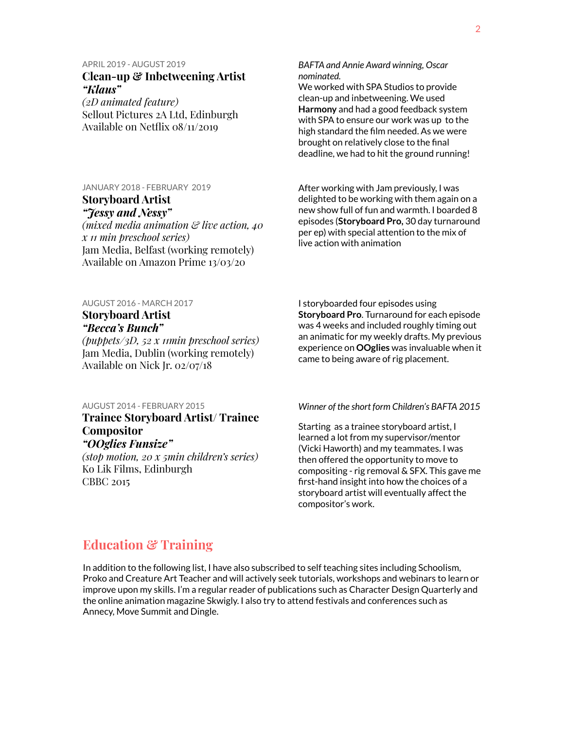APRIL 2019 - AUGUST 2019

### Clean-up & Inbetweening Artist

***"Klaus"***

*(2D animated feature)*

Sellout Pictures 2A Ltd, Edinburgh

Available on Netflix 08/11/2019

*BAFTA and Annie Award winning, Oscar nominated.*

We worked with SPA Studios to provide clean-up and inbetweening. We used **Harmony** and had a good feedback system with SPA to ensure our work was up to the high standard the film needed. As we were brought on relatively close to the final deadline, we had to hit the ground running!

JANUARY 2018 - FEBRUARY 2019

### Storyboard Artist

***"Jessy and Nessy"***

*(mixed media animation & live action, 40 x 11 min preschool series)*

Jam Media, Belfast (working remotely)

Available on Amazon Prime 13/03/20

After working with Jam previously, I was delighted to be working with them again on a new show full of fun and warmth. I boarded 8 episodes (**Storyboard Pro,** 30 day turnaround per ep) with special attention to the mix of live action with animation

AUGUST 2016 - MARCH 2017

### Storyboard Artist

***"Becca's Bunch"***

*(puppets/3D, 52 x 11min preschool series)*

Jam Media, Dublin (working remotely)

Available on Nick Jr. 02/07/18

I storyboarded four episodes using **Storyboard Pro**. Turnaround for each episode was 4 weeks and included roughly timing out an animatic for my weekly drafts. My previous experience on **OOglies** was invaluable when it came to being aware of rig placement.

AUGUST 2014 - FEBRUARY 2015

### Trainee Storyboard Artist/ Trainee Compositor

***"OOglies Funsize"***

*(stop motion, 20 x 5min children's series)*

Ko Lik Films, Edinburgh

CBBC 2015

*Winner of the short form Children's BAFTA 2015*

Starting as a trainee storyboard artist, I learned a lot from my supervisor/mentor (Vicki Haworth) and my teammates. I was then offered the opportunity to move to compositing - rig removal & SFX. This gave me first-hand insight into how the choices of a storyboard artist will eventually affect the compositor's work.

## Education & Training

In addition to the following list, I have also subscribed to self teaching sites including Schoolism, Proko and Creature Art Teacher and will actively seek tutorials, workshops and webinars to learn or improve upon my skills. I'm a regular reader of publications such as Character Design Quarterly and the online animation magazine Skwigly. I also try to attend festivals and conferences such as Annecy, Move Summit and Dingle.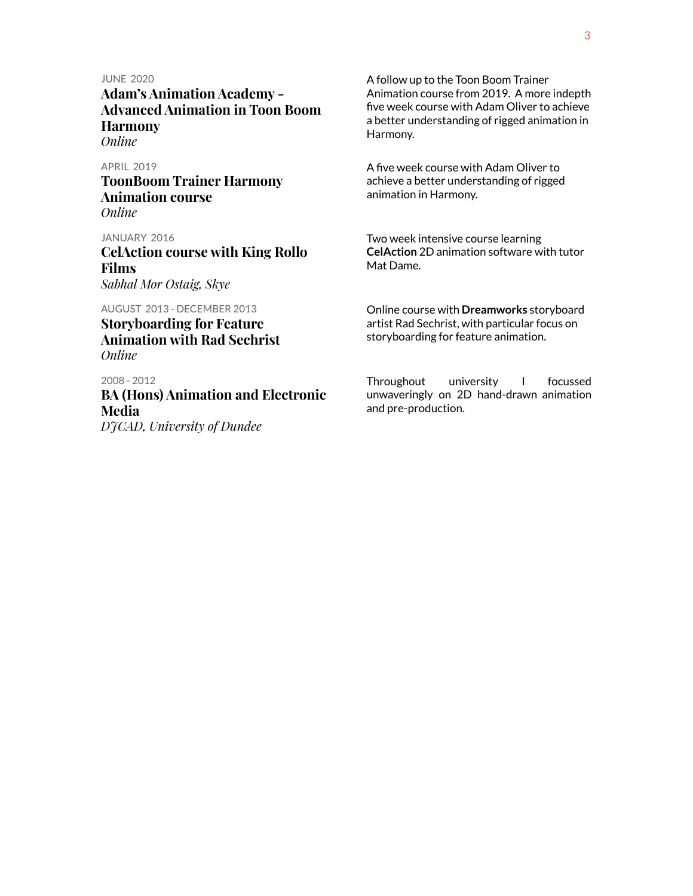JUNE 2020

**Adam's Animation Academy - Advanced Animation in Toon Boom Harmony**

*Online*

A follow up to the Toon Boom Trainer Animation course from 2019. A more indepth five week course with Adam Oliver to achieve a better understanding of rigged animation in Harmony.

APRIL 2019

**ToonBoom Trainer Harmony Animation course**

*Online*

A five week course with Adam Oliver to achieve a better understanding of rigged animation in Harmony.

JANUARY 2016

**CelAction course with King Rollo Films**

*Sabhal Mor Ostaig, Skye*

Two week intensive course learning **CelAction** 2D animation software with tutor Mat Dame.

AUGUST 2013 - DECEMBER 2013

**Storyboarding for Feature Animation with Rad Sechrist**

*Online*

Online course with **Dreamworks** storyboard artist Rad Sechrist, with particular focus on storyboarding for feature animation.

2008 - 2012

**BA (Hons) Animation and Electronic Media**

*DJCAD, University of Dundee*

Throughout university I focussed unwaveringly on 2D hand-drawn animation and pre-production.